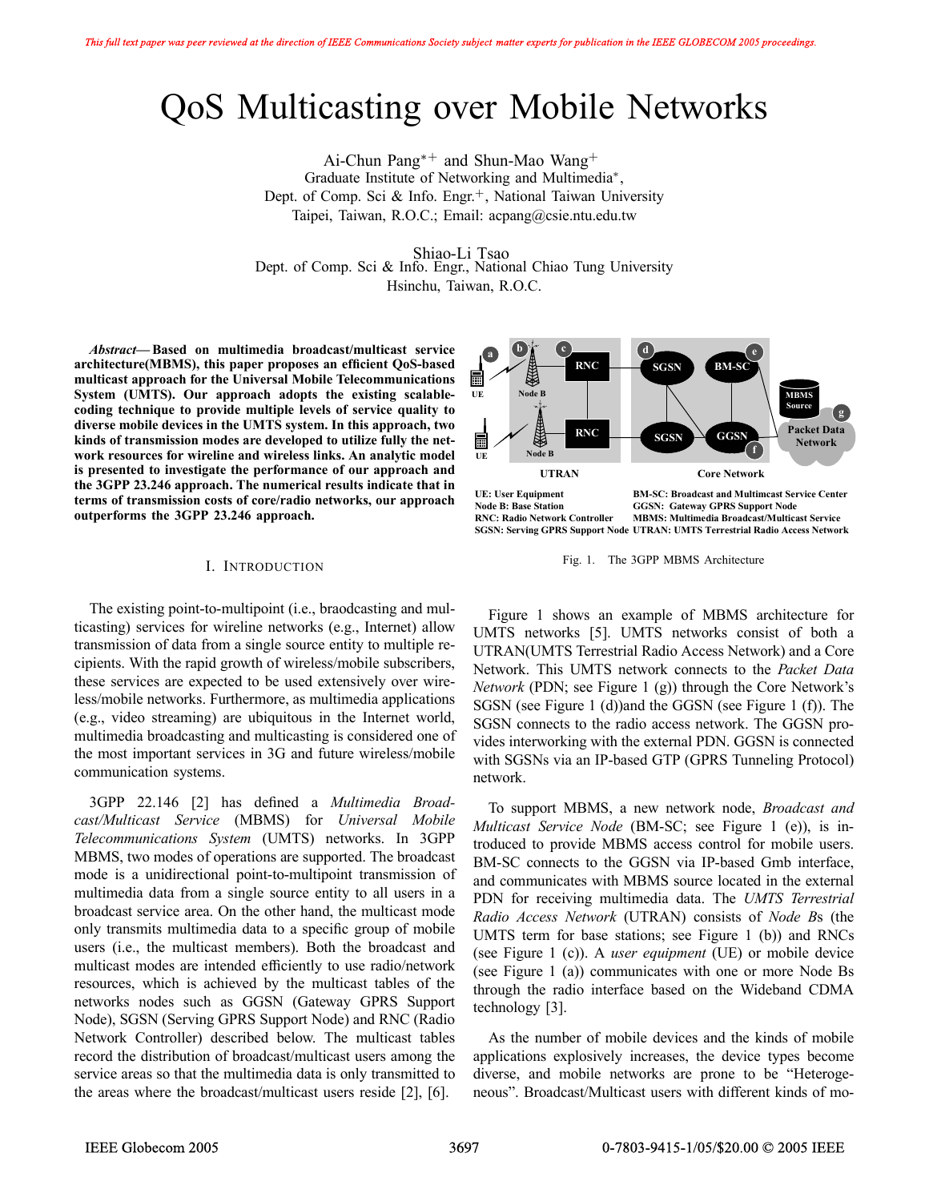This full text paper was peer reviewed at the direction of IEEE Communications Society subject matter experts for publication in the IEEE GLOBECOM 2005 proceedings.

# QoS Multicasting over Mobile Networks

Ai-Chun Pang*+ and Shun-Mao Wang+
Graduate Institute of Networking and Multimedia*,
Dept. of Comp. Sci & Info. Engr.+, National Taiwan University
Taipei, Taiwan, R.O.C.; Email: acpang@csie.ntu.edu.tw

Shiao-Li Tsao
Dept. of Comp. Sci & Info. Engr., National Chiao Tung University
Hsinchu, Taiwan, R.O.C.

***Abstract*— Based on multimedia broadcast/multicast service architecture(MBMS), this paper proposes an efficient QoS-based multicast approach for the Universal Mobile Telecommunications System (UMTS). Our approach adopts the existing scalable-coding technique to provide multiple levels of service quality to diverse mobile devices in the UMTS system. In this approach, two kinds of transmission modes are developed to utilize fully the network resources for wireline and wireless links. An analytic model is presented to investigate the performance of our approach and the 3GPP 23.246 approach. The numerical results indicate that in terms of transmission costs of core/radio networks, our approach outperforms the 3GPP 23.246 approach.**

## I. Introduction

The existing point-to-multipoint (i.e., braodcasting and multicasting) services for wireline networks (e.g., Internet) allow transmission of data from a single source entity to multiple recipients. With the rapid growth of wireless/mobile subscribers, these services are expected to be used extensively over wireless/mobile networks. Furthermore, as multimedia applications (e.g., video streaming) are ubiquitous in the Internet world, multimedia broadcasting and multicasting is considered one of the most important services in 3G and future wireless/mobile communication systems.

3GPP 22.146 [2] has defined a *Multimedia Broadcast/Multicast Service* (MBMS) for *Universal Mobile Telecommunications System* (UMTS) networks. In 3GPP MBMS, two modes of operations are supported. The broadcast mode is a unidirectional point-to-multipoint transmission of multimedia data from a single source entity to all users in a broadcast service area. On the other hand, the multicast mode only transmits multimedia data to a specific group of mobile users (i.e., the multicast members). Both the broadcast and multicast modes are intended efficiently to use radio/network resources, which is achieved by the multicast tables of the networks nodes such as GGSN (Gateway GPRS Support Node), SGSN (Serving GPRS Support Node) and RNC (Radio Network Controller) described below. The multicast tables record the distribution of broadcast/multicast users among the service areas so that the multimedia data is only transmitted to the areas where the broadcast/multicast users reside [2], [6].

UE: User Equipment
Node B: Base Station
RNC: Radio Network Controller
SGSN: Serving GPRS Support Node
BM-SC: Broadcast and Multimcast Service Center
GGSN: Gateway GPRS Support Node
MBMS: Multimedia Broadcast/Multicast Service
UTRAN: UMTS Terrestrial Radio Access Network

Fig. 1. The 3GPP MBMS Architecture

Figure 1 shows an example of MBMS architecture for UMTS networks [5]. UMTS networks consist of both a UTRAN(UMTS Terrestrial Radio Access Network) and a Core Network. This UMTS network connects to the *Packet Data Network* (PDN; see Figure 1 (g)) through the Core Network's SGSN (see Figure 1 (d))and the GGSN (see Figure 1 (f)). The SGSN connects to the radio access network. The GGSN provides interworking with the external PDN. GGSN is connected with SGSNs via an IP-based GTP (GPRS Tunneling Protocol) network.

To support MBMS, a new network node, *Broadcast and Multicast Service Node* (BM-SC; see Figure 1 (e)), is introduced to provide MBMS access control for mobile users. BM-SC connects to the GGSN via IP-based Gmb interface, and communicates with MBMS source located in the external PDN for receiving multimedia data. The *UMTS Terrestrial Radio Access Network* (UTRAN) consists of *Node Bs* (the UMTS term for base stations; see Figure 1 (b)) and RNCs (see Figure 1 (c)). A *user equipment* (UE) or mobile device (see Figure 1 (a)) communicates with one or more Node Bs through the radio interface based on the Wideband CDMA technology [3].

As the number of mobile devices and the kinds of mobile applications explosively increases, the device types become diverse, and mobile networks are prone to be "Heterogeneous". Broadcast/Multicast users with different kinds of mo-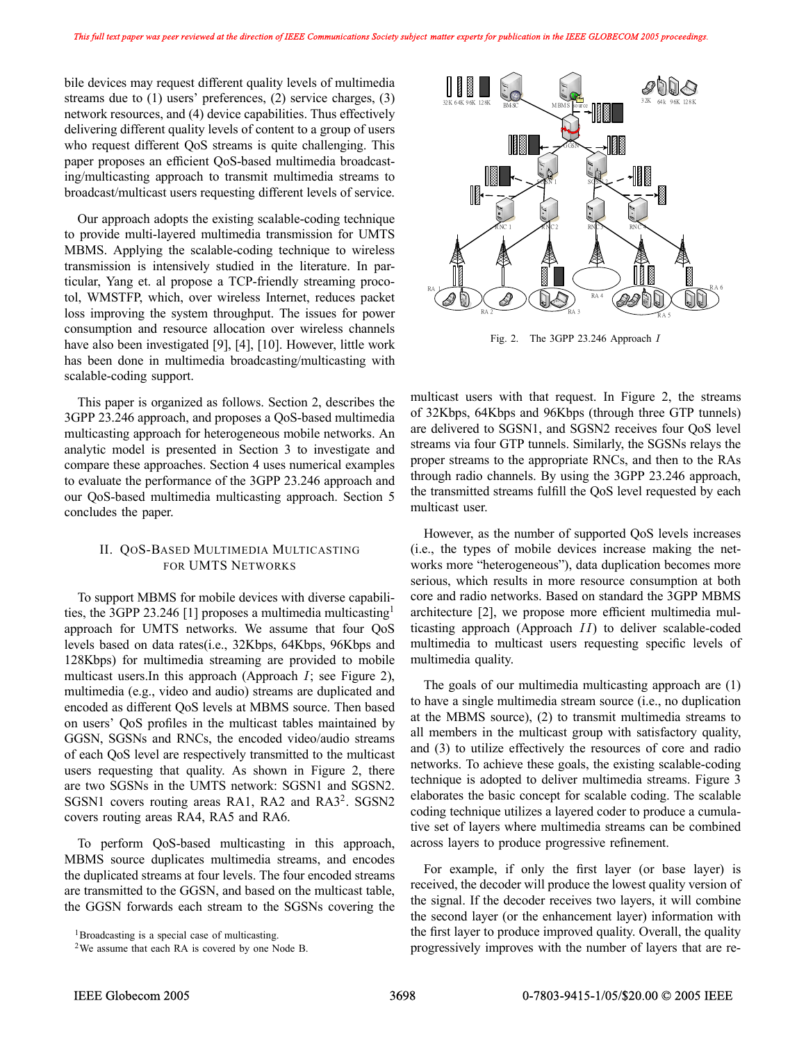bile devices may request different quality levels of multimedia streams due to (1) users' preferences, (2) service charges, (3) network resources, and (4) device capabilities. Thus effectively delivering different quality levels of content to a group of users who request different QoS streams is quite challenging. This paper proposes an efficient QoS-based multimedia broadcasting/multicasting approach to transmit multimedia streams to broadcast/multicast users requesting different levels of service.

Our approach adopts the existing scalable-coding technique to provide multi-layered multimedia transmission for UMTS MBMS. Applying the scalable-coding technique to wireless transmission is intensively studied in the literature. In particular, Yang et. al propose a TCP-friendly streaming procotol, WMSTFP, which, over wireless Internet, reduces packet loss improving the system throughput. The issues for power consumption and resource allocation over wireless channels have also been investigated [9], [4], [10]. However, little work has been done in multimedia broadcasting/multicasting with scalable-coding support.

This paper is organized as follows. Section 2, describes the 3GPP 23.246 approach, and proposes a QoS-based multimedia multicasting approach for heterogeneous mobile networks. An analytic model is presented in Section 3 to investigate and compare these approaches. Section 4 uses numerical examples to evaluate the performance of the 3GPP 23.246 approach and our QoS-based multimedia multicasting approach. Section 5 concludes the paper.

## II. QoS-Based Multimedia Multicasting for UMTS Networks

To support MBMS for mobile devices with diverse capabilities, the 3GPP 23.246 [1] proposes a multimedia multicasting[1] approach for UMTS networks. We assume that four QoS levels based on data rates(i.e., 32Kbps, 64Kbps, 96Kbps and 128Kbps) for multimedia streaming are provided to mobile multicast users.In this approach (Approach $I$; see Figure 2), multimedia (e.g., video and audio) streams are duplicated and encoded as different QoS levels at MBMS source. Then based on users' QoS profiles in the multicast tables maintained by GGSN, SGSNs and RNCs, the encoded video/audio streams of each QoS level are respectively transmitted to the multicast users requesting that quality. As shown in Figure 2, there are two SGSNs in the UMTS network: SGSN1 and SGSN2. SGSN1 covers routing areas RA1, RA2 and RA3[2]. SGSN2 covers routing areas RA4, RA5 and RA6.

To perform QoS-based multicasting in this approach, MBMS source duplicates multimedia streams, and encodes the duplicated streams at four levels. The four encoded streams are transmitted to the GGSN, and based on the multicast table, the GGSN forwards each stream to the SGSNs covering the multicast users with that request. In Figure 2, the streams of 32Kbps, 64Kbps and 96Kbps (through three GTP tunnels) are delivered to SGSN1, and SGSN2 receives four QoS level streams via four GTP tunnels. Similarly, the SGSNs relays the proper streams to the appropriate RNCs, and then to the RAs through radio channels. By using the 3GPP 23.246 approach, the transmitted streams fulfill the QoS level requested by each multicast user.

Fig. 2. The 3GPP 23.246 Approach $I$

However, as the number of supported QoS levels increases (i.e., the types of mobile devices increase making the networks more "heterogeneous"), data duplication becomes more serious, which results in more resource consumption at both core and radio networks. Based on standard the 3GPP MBMS architecture [2], we propose more efficient multimedia multicasting approach (Approach $II$) to deliver scalable-coded multimedia to multicast users requesting specific levels of multimedia quality.

The goals of our multimedia multicasting approach are (1) to have a single multimedia stream source (i.e., no duplication at the MBMS source), (2) to transmit multimedia streams to all members in the multicast group with satisfactory quality, and (3) to utilize effectively the resources of core and radio networks. To achieve these goals, the existing scalable-coding technique is adopted to deliver multimedia streams. Figure 3 elaborates the basic concept for scalable coding. The scalable coding technique utilizes a layered coder to produce a cumulative set of layers where multimedia streams can be combined across layers to produce progressive refinement.

For example, if only the first layer (or base layer) is received, the decoder will produce the lowest quality version of the signal. If the decoder receives two layers, it will combine the second layer (or the enhancement layer) information with the first layer to produce improved quality. Overall, the quality progressively improves with the number of layers that are re-

[1] Broadcasting is a special case of multicasting.

[2] We assume that each RA is covered by one Node B.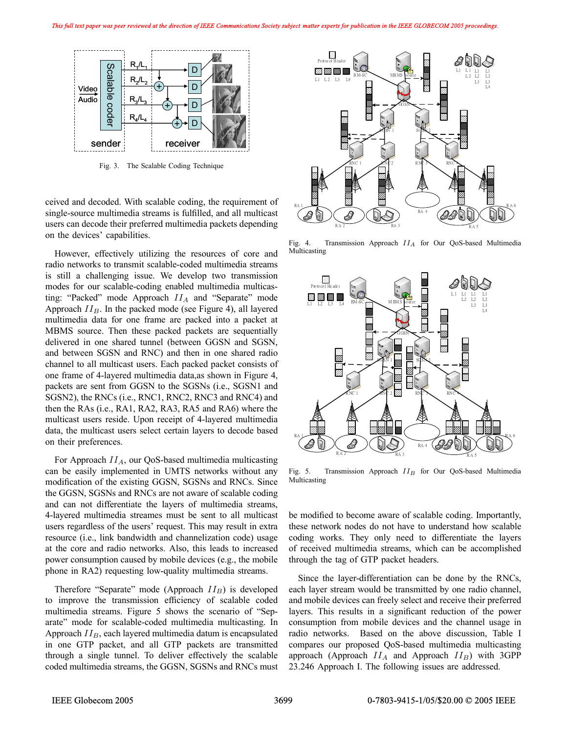Fig. 3. The Scalable Coding Technique

ceived and decoded. With scalable coding, the requirement of single-source multimedia streams is fulfilled, and all multicast users can decode their preferred multimedia packets depending on the devices' capabilities.

However, effectively utilizing the resources of core and radio networks to transmit scalable-coded multimedia streams is still a challenging issue. We develop two transmission modes for our scalable-coding enabled multimedia multicasting: "Packed" mode Approach $II_A$ and "Separate" mode Approach $II_B$. In the packed mode (see Figure 4), all layered multimedia data for one frame are packed into a packet at MBMS source. Then these packed packets are sequentially delivered in one shared tunnel (between GGSN and SGSN, and between SGSN and RNC) and then in one shared radio channel to all multicast users. Each packed packet consists of one frame of 4-layered multimedia data,as shown in Figure 4, packets are sent from GGSN to the SGSNs (i.e., SGSN1 and SGSN2), the RNCs (i.e., RNC1, RNC2, RNC3 and RNC4) and then the RAs (i.e., RA1, RA2, RA3, RA5 and RA6) where the multicast users reside. Upon receipt of 4-layered multimedia data, the multicast users select certain layers to decode based on their preferences.

For Approach $II_A$, our QoS-based multimedia multicasting can be easily implemented in UMTS networks without any modification of the existing GGSN, SGSNs and RNCs. Since the GGSN, SGSNs and RNCs are not aware of scalable coding and can not differentiate the layers of multimedia streams, 4-layered multimedia streames must be sent to all multicast users regardless of the users' request. This may result in extra resource (i.e., link bandwidth and chanelization code) usage at the core and radio networks. Also, this leads to increased power consumption caused by mobile devices (e.g., the mobile phone in RA2) requesting low-quality multimedia streams.

Therefore "Separate" mode (Approach $II_B$) is developed to improve the transmission efficiency of scalable coded multimedia streams. Figure 5 shows the scenario of "Separate" mode for scalable-coded multimedia multicasting. In Approach $II_B$, each layered multimedia datum is encapsulated in one GTP packet, and all GTP packets are transmitted through a single tunnel. To deliver effectively the scalable coded multimedia streams, the GGSN, SGSNs and RNCs must be modified to become aware of scalable coding. Importantly, these network nodes do not have to understand how scalable coding works. They only need to differentiate the layers of received multimedia streams, which can be accomplished through the tag of GTP packet headers.

Fig. 4. Transmission Approach $II_A$ for Our QoS-based Multimedia Multicasting

Fig. 5. Transmission Approach $II_B$ for Our QoS-based Multimedia Multicasting

Since the layer-differentiation can be done by the RNCs, each layer stream would be transmitted by one radio channel, and mobile devices can freely select and receive their preferred layers. This results in a significant reduction of the power consumption from mobile devices and the channel usage in radio networks. Based on the above discussion, Table I compares our proposed QoS-based multimedia multicasting approach (Approach $II_A$ and Approach $II_B$) with 3GPP 23.246 Approach I. The following issues are addressed.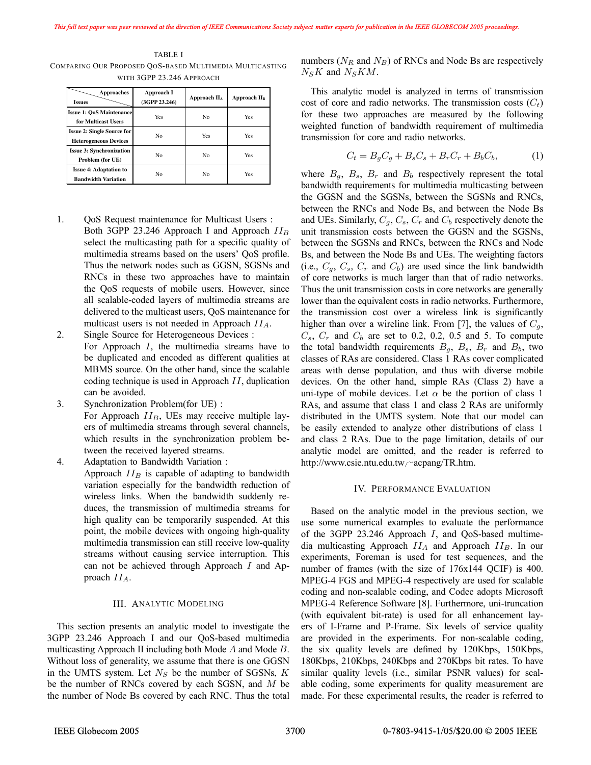TABLE I
COMPARING OUR PROPOSED QOS-BASED MULTIMEDIA MULTICASTING WITH 3GPP 23.246 APPROACH

| Issues \ Approaches | Approach I (3GPP 23.246) | Approach $II_A$ | Approach $II_B$ |
|---|---|---|---|
| Issue 1: QoS Maintenance for Multicast Users | Yes | No | Yes |
| Issue 2: Single Source for Heterogeneous Devices | No | Yes | Yes |
| Issue 3: Synchronization Problem (for UE) | No | No | Yes |
| Issue 4: Adaptation to Bandwidth Variation | No | No | Yes |

1. QoS Request maintenance for Multicast Users : Both 3GPP 23.246 Approach I and Approach $II_B$ select the multicasting path for a specific quality of multimedia streams based on the users' QoS profile. Thus the network nodes such as GGSN, SGSNs and RNCs in these two approaches have to maintain the QoS requests of mobile users. However, since all scalable-coded layers of multimedia streams are delivered to the multicast users, QoS maintenance for multicast users is not needed in Approach $II_A$.
2. Single Source for Heterogeneous Devices : For Approach $I$, the multimedia streams have to be duplicated and encoded as different qualities at MBMS source. On the other hand, since the scalable coding technique is used in Approach $II$, duplication can be avoided.
3. Synchronization Problem(for UE) : For Approach $II_B$, UEs may receive multiple layers of multimedia streams through several channels, which results in the synchronization problem between the received layered streams.
4. Adaptation to Bandwidth Variation : Approach $II_B$ is capable of adapting to bandwidth variation especially for the bandwidth reduction of wireless links. When the bandwidth suddenly reduces, the transmission of multimedia streams for high quality can be temporarily suspended. At this point, the mobile devices with ongoing high-quality multimedia transmission can still receive low-quality streams without causing service interruption. This can not be achieved through Approach $I$ and Approach $II_A$.

## III. ANALYTIC MODELING

This section presents an analytic model to investigate the 3GPP 23.246 Approach I and our QoS-based multimedia multicasting Approach II including both Mode $A$ and Mode $B$. Without loss of generality, we assume that there is one GGSN in the UMTS system. Let $N_S$ be the number of SGSNs, $K$ be the number of RNCs covered by each SGSN, and $M$ be the number of Node Bs covered by each RNC. Thus the total numbers ($N_R$ and $N_B$) of RNCs and Node Bs are respectively $N_S K$ and $N_S KM$.

This analytic model is analyzed in terms of transmission cost of core and radio networks. The transmission costs ($C_t$) for these two approaches are measured by the following weighted function of bandwidth requirement of multimedia transmission for core and radio networks.

$$C_t = B_g C_g + B_s C_s + B_r C_r + B_b C_b, \tag{1}$$

where $B_g$, $B_s$, $B_r$ and $B_b$ respectively represent the total bandwidth requirements for multimedia multicasting between the GGSN and the SGSNs, between the SGSNs and RNCs, between the RNCs and Node Bs, and between the Node Bs and UEs. Similarly, $C_g$, $C_s$, $C_r$ and $C_b$ respectively denote the unit transmission costs between the GGSN and the SGSNs, between the SGSNs and RNCs, between the RNCs and Node Bs, and between the Node Bs and UEs. The weighting factors (i.e., $C_g$, $C_s$, $C_r$ and $C_b$) are used since the link bandwidth of core networks is much larger than that of radio networks. Thus the unit transmission costs in core networks are generally lower than the equivalent costs in radio networks. Furthermore, the transmission cost over a wireless link is significantly higher than over a wireline link. From [7], the values of $C_g$, $C_s$, $C_r$ and $C_b$ are set to 0.2, 0.2, 0.5 and 5. To compute the total bandwidth requirements $B_g$, $B_s$, $B_r$ and $B_b$, two classes of RAs are considered. Class 1 RAs cover complicated areas with dense population, and thus with diverse mobile devices. On the other hand, simple RAs (Class 2) have a uni-type of mobile devices. Let $\alpha$ be the portion of class 1 RAs, and assume that class 1 and class 2 RAs are uniformly distributed in the UMTS system. Note that our model can be easily extended to analyze other distributions of class 1 and class 2 RAs. Due to the page limitation, details of our analytic model are omitted, and the reader is referred to http://www.csie.ntu.edu.tw/~acpang/TR.htm.

## IV. PERFORMANCE EVALUATION

Based on the analytic model in the previous section, we use some numerical examples to evaluate the performance of the 3GPP 23.246 Approach $I$, and QoS-based multimedia multicasting Approach $II_A$ and Approach $II_B$. In our experiments, Foreman is used for test sequences, and the number of frames (with the size of 176x144 QCIF) is 400. MPEG-4 FGS and MPEG-4 respectively are used for scalable coding and non-scalable coding, and Codec adopts Microsoft MPEG-4 Reference Software [8]. Furthermore, uni-truncation (with equivalent bit-rate) is used for all enhancement layers of I-Frame and P-Frame. Six levels of service quality are provided in the experiments. For non-scalable coding, the six quality levels are defined by 120Kbps, 150Kbps, 180Kbps, 210Kbps, 240Kbps and 270Kbps bit rates. To have similar quality levels (i.e., similar PSNR values) for scalable coding, some experiments for quality measurement are made. For these experimental results, the reader is referred to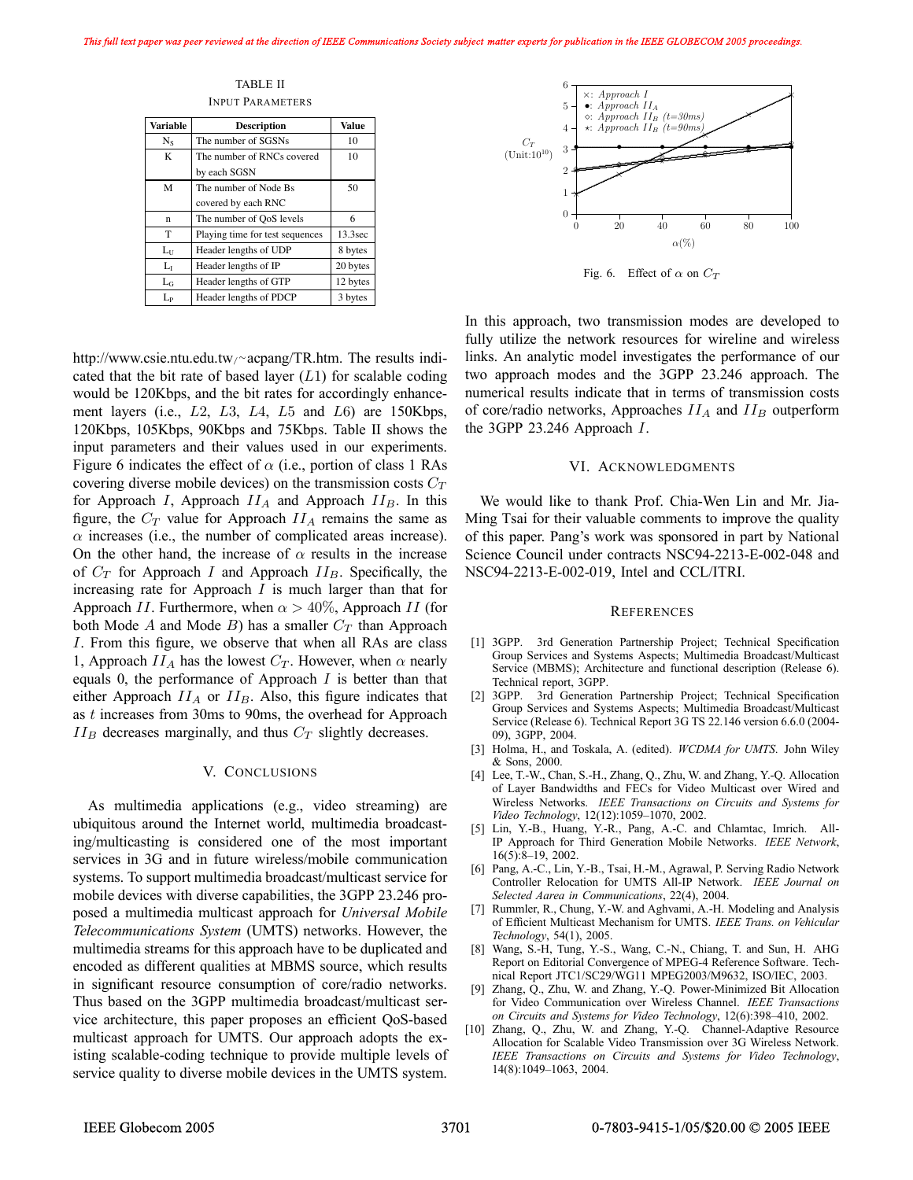TABLE II

INPUT PARAMETERS

| Variable | Description | Value |
|---|---|---|
| $N_S$ | The number of SGSNs | 10 |
| K | The number of RNCs covered by each SGSN | 10 |
| M | The number of Node Bs covered by each RNC | 50 |
| n | The number of QoS levels | 6 |
| T | Playing time for test sequences | 13.3sec |
| $L_U$ | Header lengths of UDP | 8 bytes |
| $L_I$ | Header lengths of IP | 20 bytes |
| $L_G$ | Header lengths of GTP | 12 bytes |
| $L_P$ | Header lengths of PDCP | 3 bytes |

http://www.csie.ntu.edu.tw/~acpang/TR.htm. The results indicated that the bit rate of based layer ($L1$) for scalable coding would be 120Kbps, and the bit rates for accordingly enhancement layers (i.e., $L2$, $L3$, $L4$, $L5$ and $L6$) are 150Kbps, 120Kbps, 105Kbps, 90Kbps and 75Kbps. Table II shows the input parameters and their values used in our experiments. Figure 6 indicates the effect of $\alpha$ (i.e., portion of class 1 RAs covering diverse mobile devices) on the transmission costs $C_T$ for Approach $I$, Approach $II_A$ and Approach $II_B$. In this figure, the $C_T$ value for Approach $II_A$ remains the same as $\alpha$ increases (i.e., the number of complicated areas increase). On the other hand, the increase of $\alpha$ results in the increase of $C_T$ for Approach $I$ and Approach $II_B$. Specifically, the increasing rate for Approach $I$ is much larger than that for Approach $II$. Furthermore, when $\alpha > 40\%$, Approach $II$ (for both Mode $A$ and Mode $B$) has a smaller $C_T$ than Approach $I$. From this figure, we observe that when all RAs are class 1, Approach $II_A$ has the lowest $C_T$. However, when $\alpha$ nearly equals 0, the performance of Approach $I$ is better than that either Approach $II_A$ or $II_B$. Also, this figure indicates that as $t$ increases from 30ms to 90ms, the overhead for Approach $II_B$ decreases marginally, and thus $C_T$ slightly decreases.

$C_T$ (Unit:$10^{10}$)

0 1 2 3 4 5 6

×: Approach $I$
•: Approach $II_A$
◇: Approach $II_B$ ($t$=30ms)
⋆: Approach $II_B$ ($t$=90ms)

0 20 40 60 80 100

$\alpha(\%)$

Fig. 6. Effect of $\alpha$ on $C_T$

## V. CONCLUSIONS

As multimedia applications (e.g., video streaming) are ubiquitous around the Internet world, multimedia broadcasting/multicasting is considered one of the most important services in 3G and in future wireless/mobile communication systems. To support multimedia broadcast/multicast service for mobile devices with diverse capabilities, the 3GPP 23.246 proposed a multimedia multicast approach for *Universal Mobile Telecommunications System* (UMTS) networks. However, the multimedia streams for this approach have to be duplicated and encoded as different qualities at MBMS source, which results in significant resource consumption of core/radio networks. Thus based on the 3GPP multimedia broadcast/multicast service architecture, this paper proposes an efficient QoS-based multicast approach for UMTS. Our approach adopts the existing scalable-coding technique to provide multiple levels of service quality to diverse mobile devices in the UMTS system. In this approach, two transmission modes are developed to fully utilize the network resources for wireline and wireless links. An analytic model investigates the performance of our two approach modes and the 3GPP 23.246 approach. The numerical results indicate that in terms of transmission costs of core/radio networks, Approaches $II_A$ and $II_B$ outperform the 3GPP 23.246 Approach $I$.

## VI. ACKNOWLEDGMENTS

We would like to thank Prof. Chia-Wen Lin and Mr. Jia-Ming Tsai for their valuable comments to improve the quality of this paper. Pang's work was sponsored in part by National Science Council under contracts NSC94-2213-E-002-048 and NSC94-2213-E-002-019, Intel and CCL/ITRI.

## REFERENCES

[1] 3GPP. 3rd Generation Partnership Project; Technical Specification Group Services and Systems Aspects; Multimedia Broadcast/Multicast Service (MBMS); Architecture and functional description (Release 6). Technical report, 3GPP.

[2] 3GPP. 3rd Generation Partnership Project; Technical Specification Group Services and Systems Aspects; Multimedia Broadcast/Multicast Service (Release 6). Technical Report 3G TS 22.146 version 6.6.0 (2004-09), 3GPP, 2004.

[3] Holma, H., and Toskala, A. (edited). *WCDMA for UMTS*. John Wiley & Sons, 2000.

[4] Lee, T.-W., Chan, S.-H., Zhang, Q., Zhu, W. and Zhang, Y.-Q. Allocation of Layer Bandwidths and FECs for Video Multicast over Wired and Wireless Networks. *IEEE Transactions on Circuits and Systems for Video Technology*, 12(12):1059–1070, 2002.

[5] Lin, Y.-B., Huang, Y.-R., Pang, A.-C. and Chlamtac, Imrich. All-IP Approach for Third Generation Mobile Networks. *IEEE Network*, 16(5):8–19, 2002.

[6] Pang, A.-C., Lin, Y.-B., Tsai, H.-M., Agrawal, P. Serving Radio Network Controller Relocation for UMTS All-IP Network. *IEEE Journal on Selected Aarea in Communications*, 22(4), 2004.

[7] Rummler, R., Chung, Y.-W. and Aghvami, A.-H. Modeling and Analysis of Efficient Multicast Mechanism for UMTS. *IEEE Trans. on Vehicular Technology*, 54(1), 2005.

[8] Wang, S.-H, Tung, Y.-S., Wang, C.-N., Chiang, T. and Sun, H. AHG Report on Editorial Convergence of MPEG-4 Reference Software. Technical Report JTC1/SC29/WG11 MPEG2003/M9632, ISO/IEC, 2003.

[9] Zhang, Q., Zhu, W. and Zhang, Y.-Q. Power-Minimized Bit Allocation for Video Communication over Wireless Channel. *IEEE Transactions on Circuits and Systems for Video Technology*, 12(6):398–410, 2002.

[10] Zhang, Q., Zhu, W. and Zhang, Y.-Q. Channel-Adaptive Resource Allocation for Scalable Video Transmission over 3G Wireless Network. *IEEE Transactions on Circuits and Systems for Video Technology*, 14(8):1049–1063, 2004.